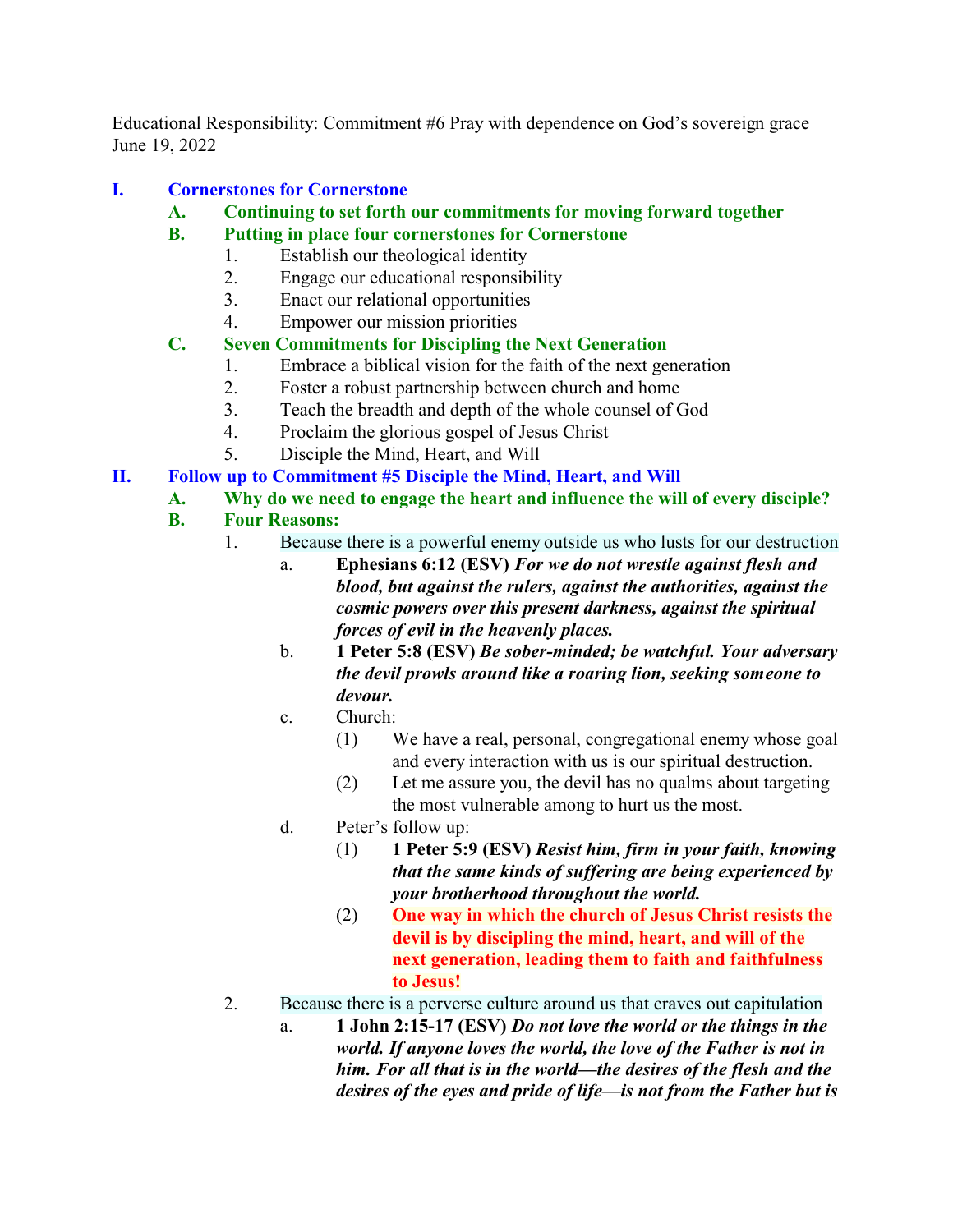Educational Responsibility: Commitment #6 Pray with dependence on God's sovereign grace
June 19, 2022

# I. Cornerstones for Cornerstone

## A. Continuing to set forth our commitments for moving forward together

## B. Putting in place four cornerstones for Cornerstone

1. Establish our theological identity
2. Engage our educational responsibility
3. Enact our relational opportunities
4. Empower our mission priorities

## C. Seven Commitments for Discipling the Next Generation

1. Embrace a biblical vision for the faith of the next generation
2. Foster a robust partnership between church and home
3. Teach the breadth and depth of the whole counsel of God
4. Proclaim the glorious gospel of Jesus Christ
5. Disciple the Mind, Heart, and Will

# II. Follow up to Commitment #5 Disciple the Mind, Heart, and Will

## A. Why do we need to engage the heart and influence the will of every disciple?

## B. Four Reasons:

1. Because there is a powerful enemy outside us who lusts for our destruction
   a. **Ephesians 6:12 (ESV)** ***For we do not wrestle against flesh and blood, but against the rulers, against the authorities, against the cosmic powers over this present darkness, against the spiritual forces of evil in the heavenly places.***
   b. **1 Peter 5:8 (ESV)** ***Be sober-minded; be watchful. Your adversary the devil prowls around like a roaring lion, seeking someone to devour.***
   c. Church:
      (1) We have a real, personal, congregational enemy whose goal and every interaction with us is our spiritual destruction.
      (2) Let me assure you, the devil has no qualms about targeting the most vulnerable among to hurt us the most.
   d. Peter's follow up:
      (1) **1 Peter 5:9 (ESV)** ***Resist him, firm in your faith, knowing that the same kinds of suffering are being experienced by your brotherhood throughout the world.***
      (2) **One way in which the church of Jesus Christ resists the devil is by discipling the mind, heart, and will of the next generation, leading them to faith and faithfulness to Jesus!**
2. Because there is a perverse culture around us that craves out capitulation
   a. **1 John 2:15-17 (ESV)** ***Do not love the world or the things in the world. If anyone loves the world, the love of the Father is not in him. For all that is in the world—the desires of the flesh and the desires of the eyes and pride of life—is not from the Father but is***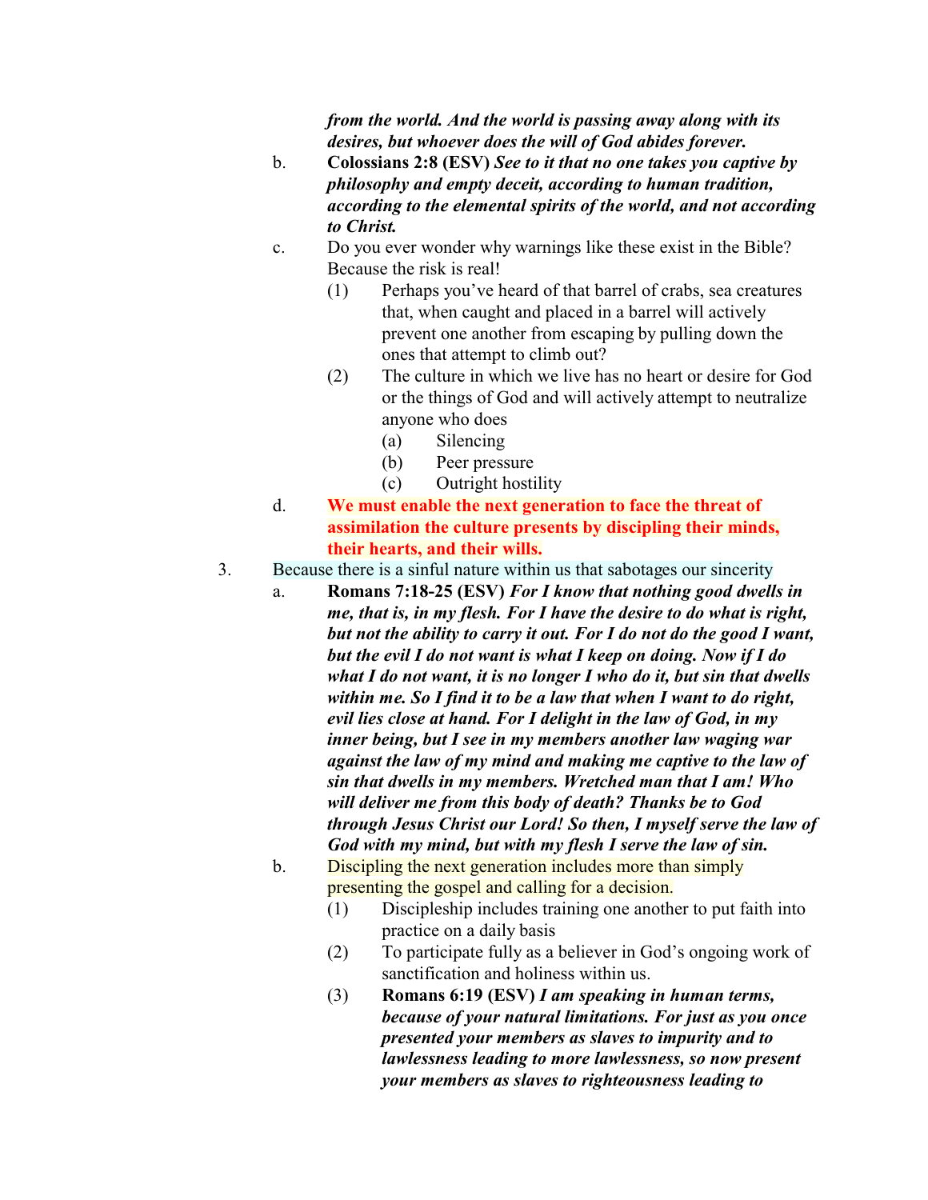***from the world. And the world is passing away along with its desires, but whoever does the will of God abides forever.***

b. **Colossians 2:8 (ESV)** ***See to it that no one takes you captive by philosophy and empty deceit, according to human tradition, according to the elemental spirits of the world, and not according to Christ.***

c. Do you ever wonder why warnings like these exist in the Bible? Because the risk is real!

   (1) Perhaps you've heard of that barrel of crabs, sea creatures that, when caught and placed in a barrel will actively prevent one another from escaping by pulling down the ones that attempt to climb out?

   (2) The culture in which we live has no heart or desire for God or the things of God and will actively attempt to neutralize anyone who does

      (a) Silencing

      (b) Peer pressure

      (c) Outright hostility

d. **We must enable the next generation to face the threat of assimilation the culture presents by discipling their minds, their hearts, and their wills.**

3. Because there is a sinful nature within us that sabotages our sincerity

   a. **Romans 7:18-25 (ESV)** ***For I know that nothing good dwells in me, that is, in my flesh. For I have the desire to do what is right, but not the ability to carry it out. For I do not do the good I want, but the evil I do not want is what I keep on doing. Now if I do what I do not want, it is no longer I who do it, but sin that dwells within me. So I find it to be a law that when I want to do right, evil lies close at hand. For I delight in the law of God, in my inner being, but I see in my members another law waging war against the law of my mind and making me captive to the law of sin that dwells in my members. Wretched man that I am! Who will deliver me from this body of death? Thanks be to God through Jesus Christ our Lord! So then, I myself serve the law of God with my mind, but with my flesh I serve the law of sin.***

   b. Discipling the next generation includes more than simply presenting the gospel and calling for a decision.

      (1) Discipleship includes training one another to put faith into practice on a daily basis

      (2) To participate fully as a believer in God's ongoing work of sanctification and holiness within us.

      (3) **Romans 6:19 (ESV)** ***I am speaking in human terms, because of your natural limitations. For just as you once presented your members as slaves to impurity and to lawlessness leading to more lawlessness, so now present your members as slaves to righteousness leading to***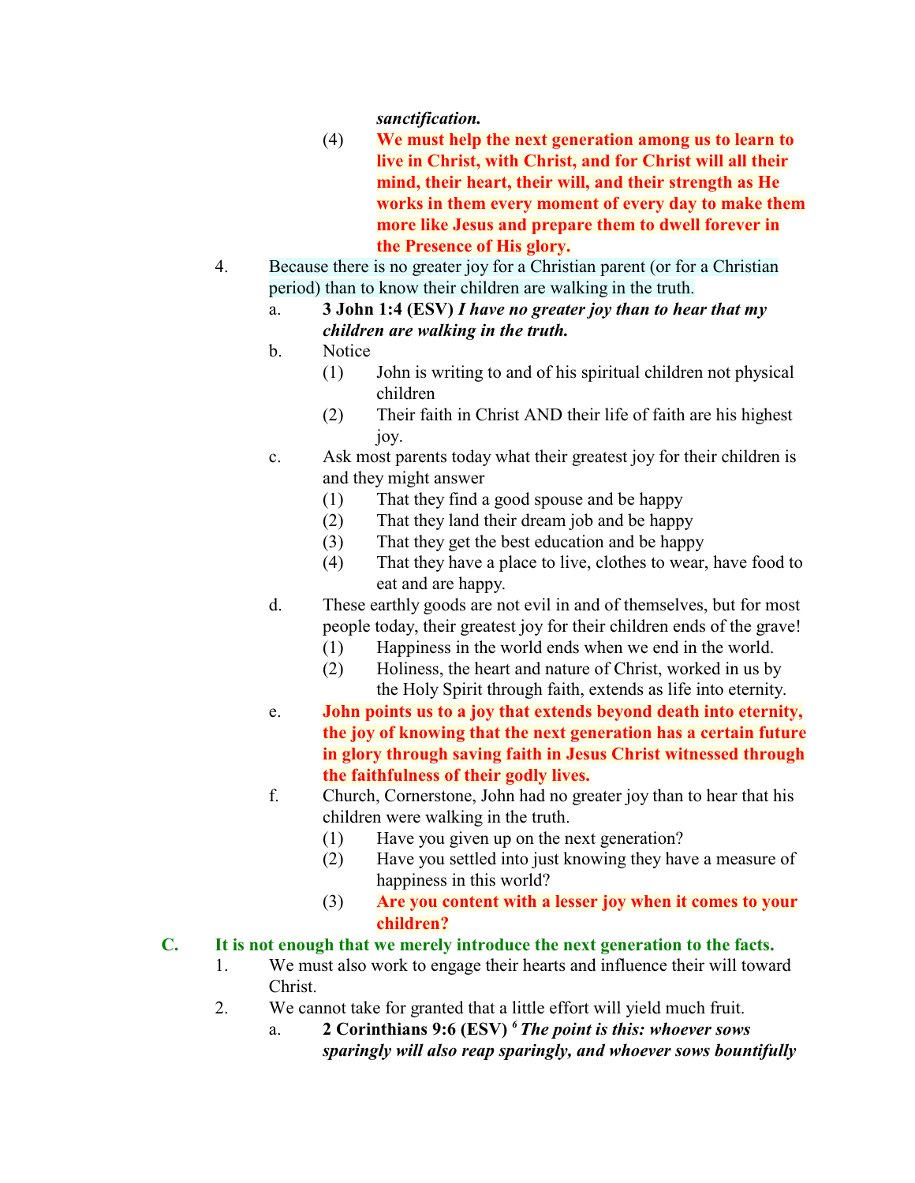***sanctification.***

(4) **We must help the next generation among us to learn to live in Christ, with Christ, and for Christ will all their mind, their heart, their will, and their strength as He works in them every moment of every day to make them more like Jesus and prepare them to dwell forever in the Presence of His glory.**

4. Because there is no greater joy for a Christian parent (or for a Christian period) than to know their children are walking in the truth.
   a. **3 John 1:4 (ESV)** ***I have no greater joy than to hear that my children are walking in the truth.***
   b. Notice
      (1) John is writing to and of his spiritual children not physical children
      (2) Their faith in Christ AND their life of faith are his highest joy.
   c. Ask most parents today what their greatest joy for their children is and they might answer
      (1) That they find a good spouse and be happy
      (2) That they land their dream job and be happy
      (3) That they get the best education and be happy
      (4) That they have a place to live, clothes to wear, have food to eat and are happy.
   d. These earthly goods are not evil in and of themselves, but for most people today, their greatest joy for their children ends of the grave!
      (1) Happiness in the world ends when we end in the world.
      (2) Holiness, the heart and nature of Christ, worked in us by the Holy Spirit through faith, extends as life into eternity.
   e. **John points us to a joy that extends beyond death into eternity, the joy of knowing that the next generation has a certain future in glory through saving faith in Jesus Christ witnessed through the faithfulness of their godly lives.**
   f. Church, Cornerstone, John had no greater joy than to hear that his children were walking in the truth.
      (1) Have you given up on the next generation?
      (2) Have you settled into just knowing they have a measure of happiness in this world?
      (3) **Are you content with a lesser joy when it comes to your children?**

**C. It is not enough that we merely introduce the next generation to the facts.**

1. We must also work to engage their hearts and influence their will toward Christ.
2. We cannot take for granted that a little effort will yield much fruit.
   a. **2 Corinthians 9:6 (ESV)** [6] ***The point is this: whoever sows sparingly will also reap sparingly, and whoever sows bountifully***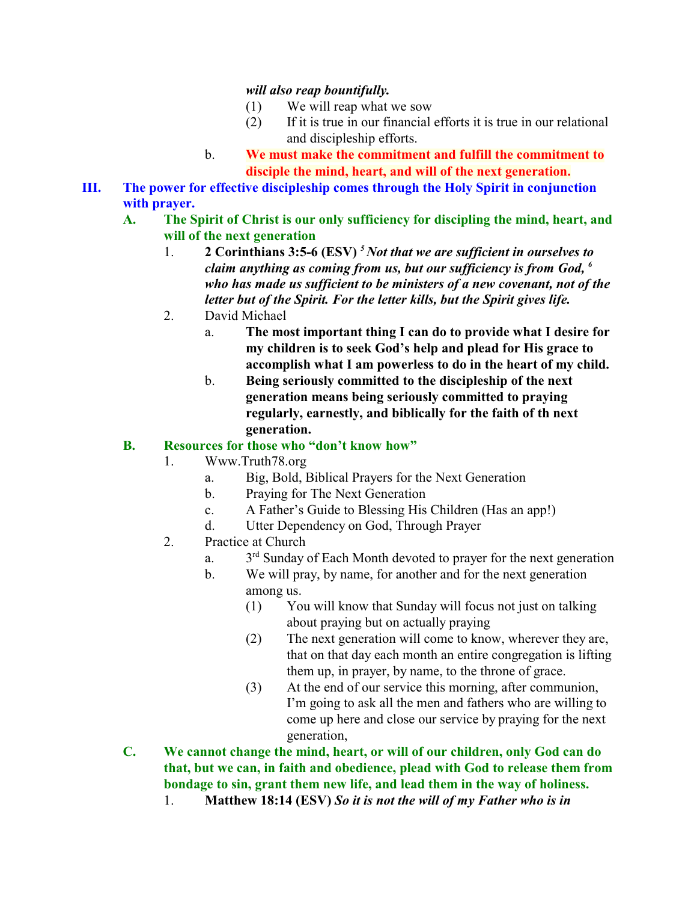***will also reap bountifully.***

(1) We will reap what we sow

(2) If it is true in our financial efforts it is true in our relational and discipleship efforts.

b. **We must make the commitment and fulfill the commitment to disciple the mind, heart, and will of the next generation.**

## III. The power for effective discipleship comes through the Holy Spirit in conjunction with prayer.

### A. The Spirit of Christ is our only sufficiency for discipling the mind, heart, and will of the next generation

1. **2 Corinthians 3:5-6 (ESV)** [5] ***Not that we are sufficient in ourselves to claim anything as coming from us, but our sufficiency is from God,*** [6] ***who has made us sufficient to be ministers of a new covenant, not of the letter but of the Spirit. For the letter kills, but the Spirit gives life.***

2. David Michael

   a. **The most important thing I can do to provide what I desire for my children is to seek God's help and plead for His grace to accomplish what I am powerless to do in the heart of my child.**

   b. **Being seriously committed to the discipleship of the next generation means being seriously committed to praying regularly, earnestly, and biblically for the faith of th next generation.**

### B. Resources for those who "don't know how"

1. Www.Truth78.org

   a. Big, Bold, Biblical Prayers for the Next Generation

   b. Praying for The Next Generation

   c. A Father's Guide to Blessing His Children (Has an app!)

   d. Utter Dependency on God, Through Prayer

2. Practice at Church

   a. 3rd Sunday of Each Month devoted to prayer for the next generation

   b. We will pray, by name, for another and for the next generation among us.

      (1) You will know that Sunday will focus not just on talking about praying but on actually praying

      (2) The next generation will come to know, wherever they are, that on that day each month an entire congregation is lifting them up, in prayer, by name, to the throne of grace.

      (3) At the end of our service this morning, after communion, I'm going to ask all the men and fathers who are willing to come up here and close our service by praying for the next generation,

### C. We cannot change the mind, heart, or will of our children, only God can do that, but we can, in faith and obedience, plead with God to release them from bondage to sin, grant them new life, and lead them in the way of holiness.

1. **Matthew 18:14 (ESV)** ***So it is not the will of my Father who is in***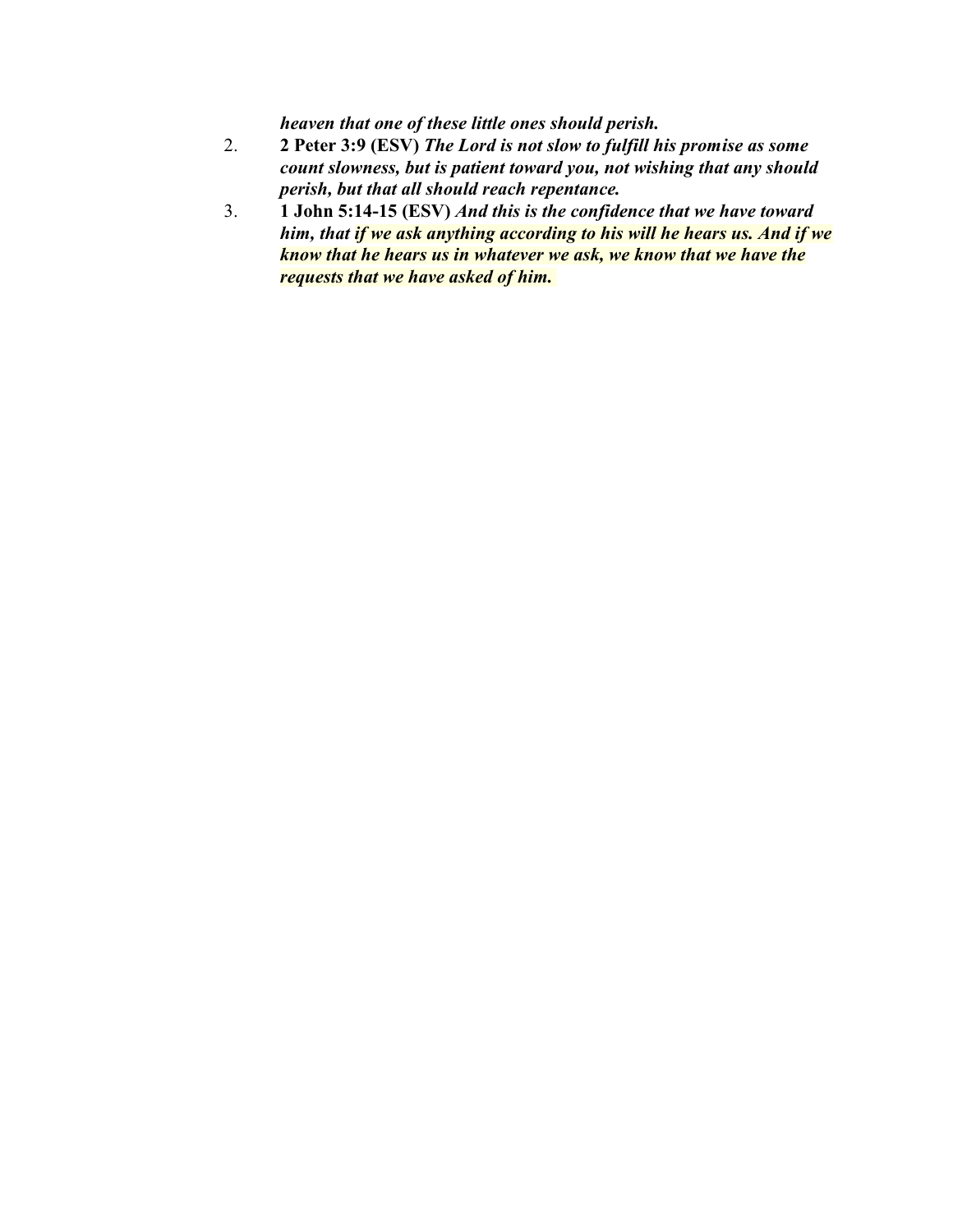***heaven that one of these little ones should perish.***

2. **2 Peter 3:9 (ESV)** ***The Lord is not slow to fulfill his promise as some count slowness, but is patient toward you, not wishing that any should perish, but that all should reach repentance.***
3. **1 John 5:14-15 (ESV)** ***And this is the confidence that we have toward him, that if we ask anything according to his will he hears us. And if we know that he hears us in whatever we ask, we know that we have the requests that we have asked of him.***